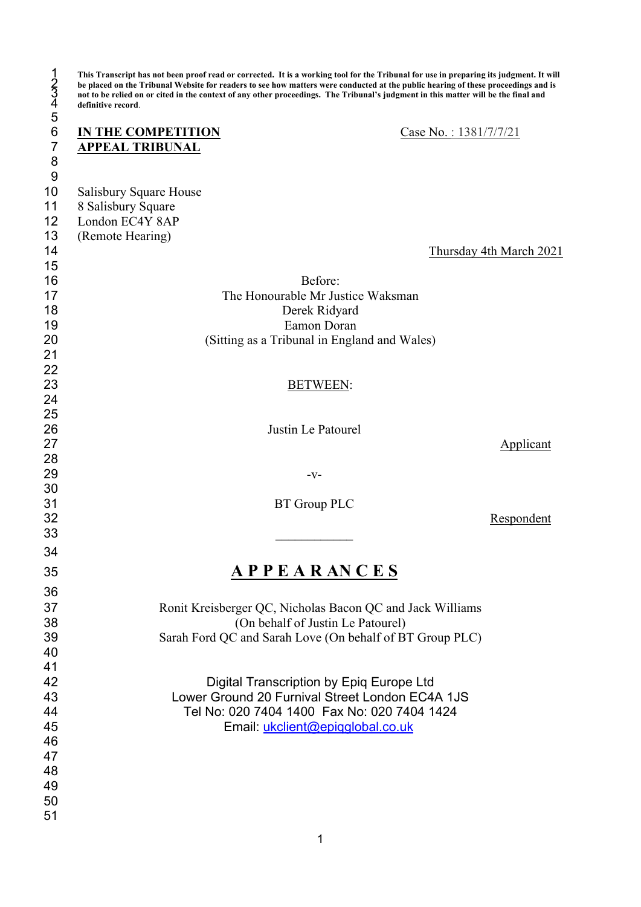**This Transcript has not been proof read or corrected. It is a working tool for the Tribunal for use in preparing its judgment. It will be placed on the Tribunal Website for readers to see how matters were conducted at the public hearing of these proceedings and is not to be relied on or cited in the context of any other proceedings. The Tribunal's judgment in this matter will be the final and definitive record.**

**IN THE COMPETITION APPEAL TRIBUNAL**

Case No. : 1381/7/7/21

Salisbury Square House
8 Salisbury Square
London EC4Y 8AP
(Remote Hearing)

Thursday 4th March 2021

Before:
The Honourable Mr Justice Waksman
Derek Ridyard
Eamon Doran
(Sitting as a Tribunal in England and Wales)

BETWEEN:

Justin Le Patourel

Applicant

-v-

BT Group PLC

Respondent

# A P P E A R A N C E S

Ronit Kreisberger QC, Nicholas Bacon QC and Jack Williams
(On behalf of Justin Le Patourel)
Sarah Ford QC and Sarah Love (On behalf of BT Group PLC)

Digital Transcription by Epiq Europe Ltd
Lower Ground 20 Furnival Street London EC4A 1JS
Tel No: 020 7404 1400 Fax No: 020 7404 1424
Email: ukclient@epiqglobal.co.uk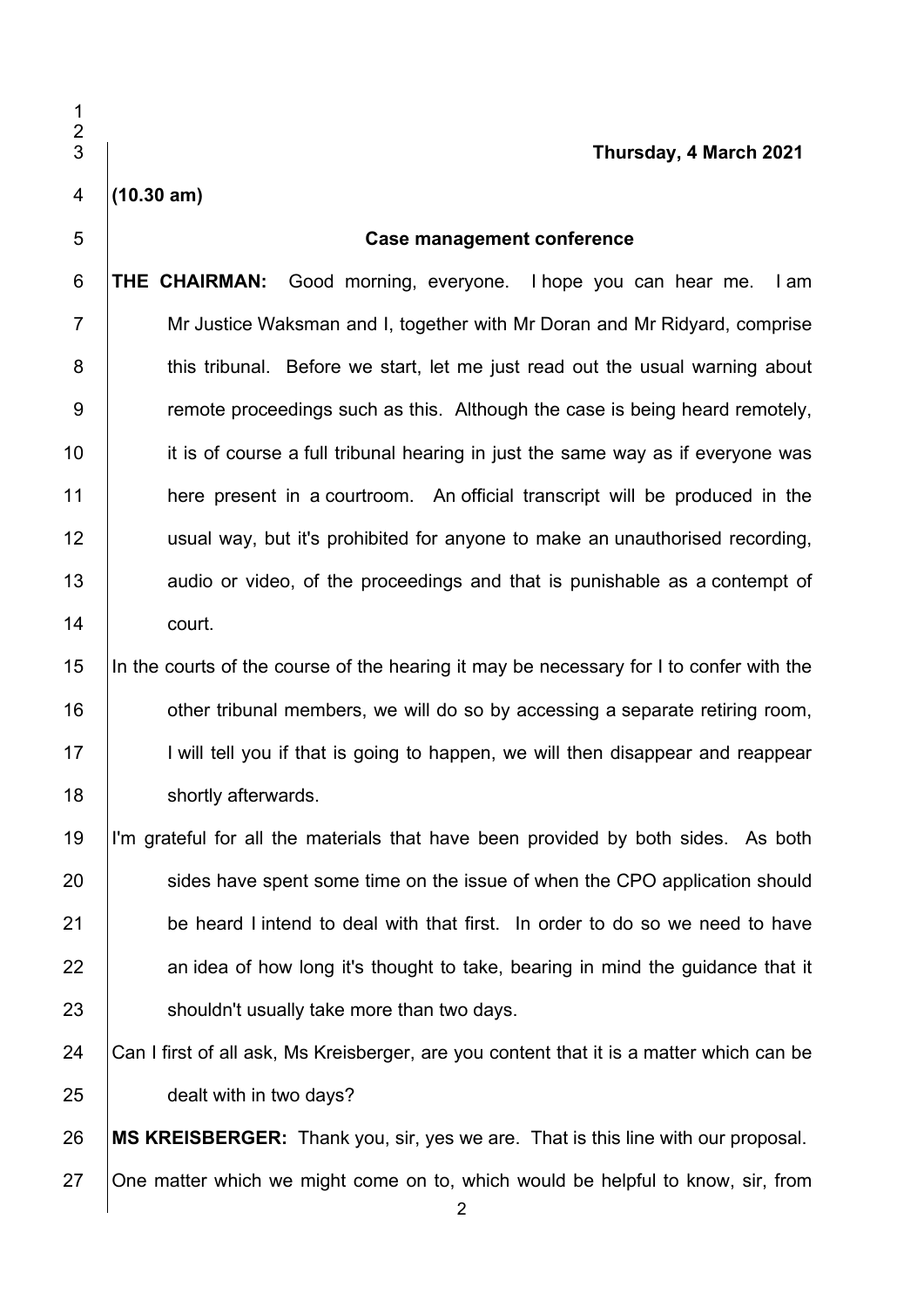**Thursday, 4 March 2021**

**(10.30 am)**

**Case management conference**

**THE CHAIRMAN:** Good morning, everyone. I hope you can hear me. I am Mr Justice Waksman and I, together with Mr Doran and Mr Ridyard, comprise this tribunal. Before we start, let me just read out the usual warning about remote proceedings such as this. Although the case is being heard remotely, it is of course a full tribunal hearing in just the same way as if everyone was here present in a courtroom. An official transcript will be produced in the usual way, but it's prohibited for anyone to make an unauthorised recording, audio or video, of the proceedings and that is punishable as a contempt of court.

In the courts of the course of the hearing it may be necessary for I to confer with the other tribunal members, we will do so by accessing a separate retiring room, I will tell you if that is going to happen, we will then disappear and reappear shortly afterwards.

I'm grateful for all the materials that have been provided by both sides. As both sides have spent some time on the issue of when the CPO application should be heard I intend to deal with that first. In order to do so we need to have an idea of how long it's thought to take, bearing in mind the guidance that it shouldn't usually take more than two days.

Can I first of all ask, Ms Kreisberger, are you content that it is a matter which can be dealt with in two days?

**MS KREISBERGER:** Thank you, sir, yes we are. That is this line with our proposal.

One matter which we might come on to, which would be helpful to know, sir, from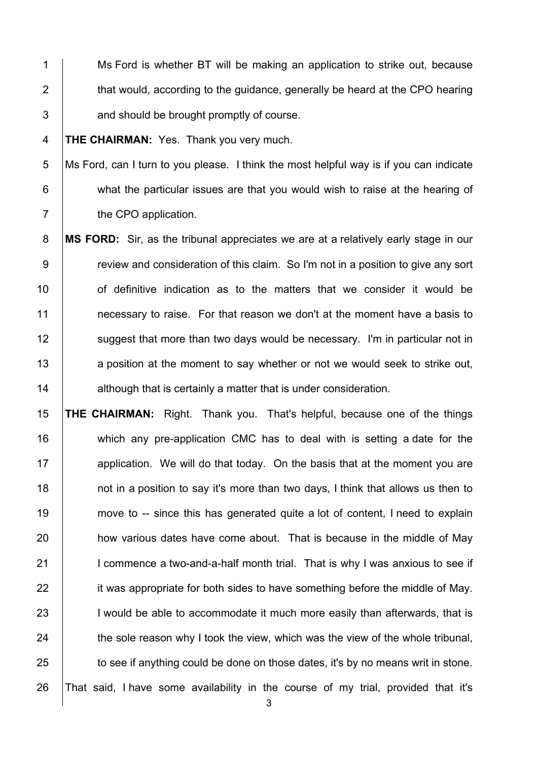Ms Ford is whether BT will be making an application to strike out, because that would, according to the guidance, generally be heard at the CPO hearing and should be brought promptly of course.

**THE CHAIRMAN:** Yes. Thank you very much.

Ms Ford, can I turn to you please. I think the most helpful way is if you can indicate what the particular issues are that you would wish to raise at the hearing of the CPO application.

**MS FORD:** Sir, as the tribunal appreciates we are at a relatively early stage in our review and consideration of this claim. So I'm not in a position to give any sort of definitive indication as to the matters that we consider it would be necessary to raise. For that reason we don't at the moment have a basis to suggest that more than two days would be necessary. I'm in particular not in a position at the moment to say whether or not we would seek to strike out, although that is certainly a matter that is under consideration.

**THE CHAIRMAN:** Right. Thank you. That's helpful, because one of the things which any pre-application CMC has to deal with is setting a date for the application. We will do that today. On the basis that at the moment you are not in a position to say it's more than two days, I think that allows us then to move to -- since this has generated quite a lot of content, I need to explain how various dates have come about. That is because in the middle of May I commence a two-and-a-half month trial. That is why I was anxious to see if it was appropriate for both sides to have something before the middle of May. I would be able to accommodate it much more easily than afterwards, that is the sole reason why I took the view, which was the view of the whole tribunal, to see if anything could be done on those dates, it's by no means writ in stone.

That said, I have some availability in the course of my trial, provided that it's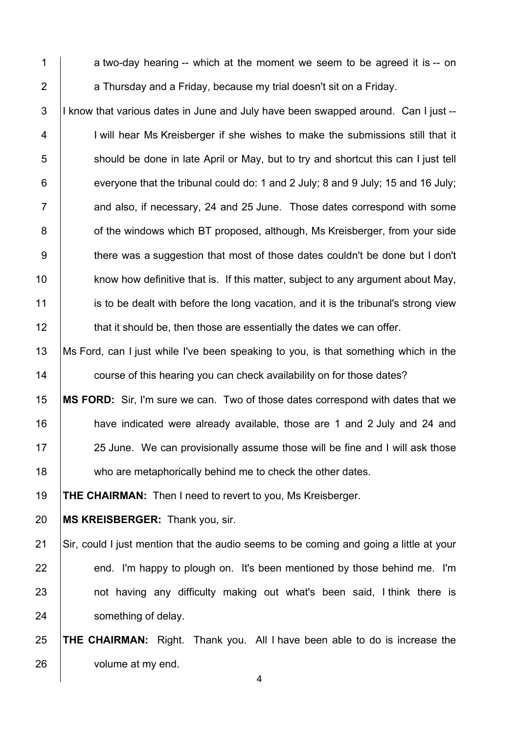a two-day hearing -- which at the moment we seem to be agreed it is -- on a Thursday and a Friday, because my trial doesn't sit on a Friday.

I know that various dates in June and July have been swapped around. Can I just -- I will hear Ms Kreisberger if she wishes to make the submissions still that it should be done in late April or May, but to try and shortcut this can I just tell everyone that the tribunal could do: 1 and 2 July; 8 and 9 July; 15 and 16 July; and also, if necessary, 24 and 25 June. Those dates correspond with some of the windows which BT proposed, although, Ms Kreisberger, from your side there was a suggestion that most of those dates couldn't be done but I don't know how definitive that is. If this matter, subject to any argument about May, is to be dealt with before the long vacation, and it is the tribunal's strong view that it should be, then those are essentially the dates we can offer.

Ms Ford, can I just while I've been speaking to you, is that something which in the course of this hearing you can check availability on for those dates?

**MS FORD:** Sir, I'm sure we can. Two of those dates correspond with dates that we have indicated were already available, those are 1 and 2 July and 24 and 25 June. We can provisionally assume those will be fine and I will ask those who are metaphorically behind me to check the other dates.

**THE CHAIRMAN:** Then I need to revert to you, Ms Kreisberger.

**MS KREISBERGER:** Thank you, sir.

Sir, could I just mention that the audio seems to be coming and going a little at your end. I'm happy to plough on. It's been mentioned by those behind me. I'm not having any difficulty making out what's been said, I think there is something of delay.

**THE CHAIRMAN:** Right. Thank you. All I have been able to do is increase the volume at my end.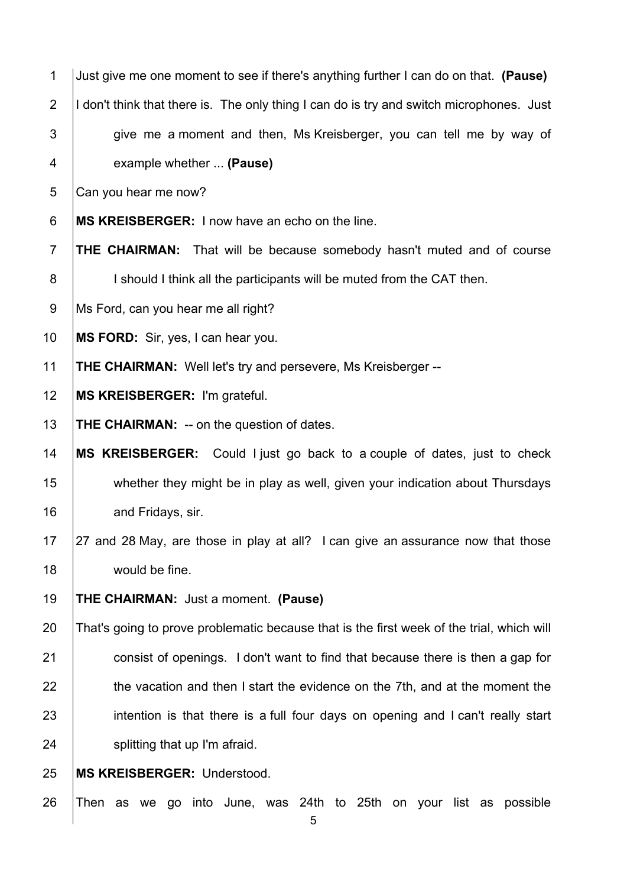Just give me one moment to see if there's anything further I can do on that. **(Pause)**

I don't think that there is. The only thing I can do is try and switch microphones. Just give me a moment and then, Ms Kreisberger, you can tell me by way of example whether ... **(Pause)**

Can you hear me now?

**MS KREISBERGER:** I now have an echo on the line.

**THE CHAIRMAN:** That will be because somebody hasn't muted and of course I should I think all the participants will be muted from the CAT then.

Ms Ford, can you hear me all right?

**MS FORD:** Sir, yes, I can hear you.

**THE CHAIRMAN:** Well let's try and persevere, Ms Kreisberger --

**MS KREISBERGER:** I'm grateful.

**THE CHAIRMAN:** -- on the question of dates.

**MS KREISBERGER:** Could I just go back to a couple of dates, just to check whether they might be in play as well, given your indication about Thursdays and Fridays, sir.

27 and 28 May, are those in play at all? I can give an assurance now that those would be fine.

**THE CHAIRMAN:** Just a moment. **(Pause)**

That's going to prove problematic because that is the first week of the trial, which will consist of openings. I don't want to find that because there is then a gap for the vacation and then I start the evidence on the 7th, and at the moment the intention is that there is a full four days on opening and I can't really start splitting that up I'm afraid.

**MS KREISBERGER:** Understood.

Then as we go into June, was 24th to 25th on your list as possible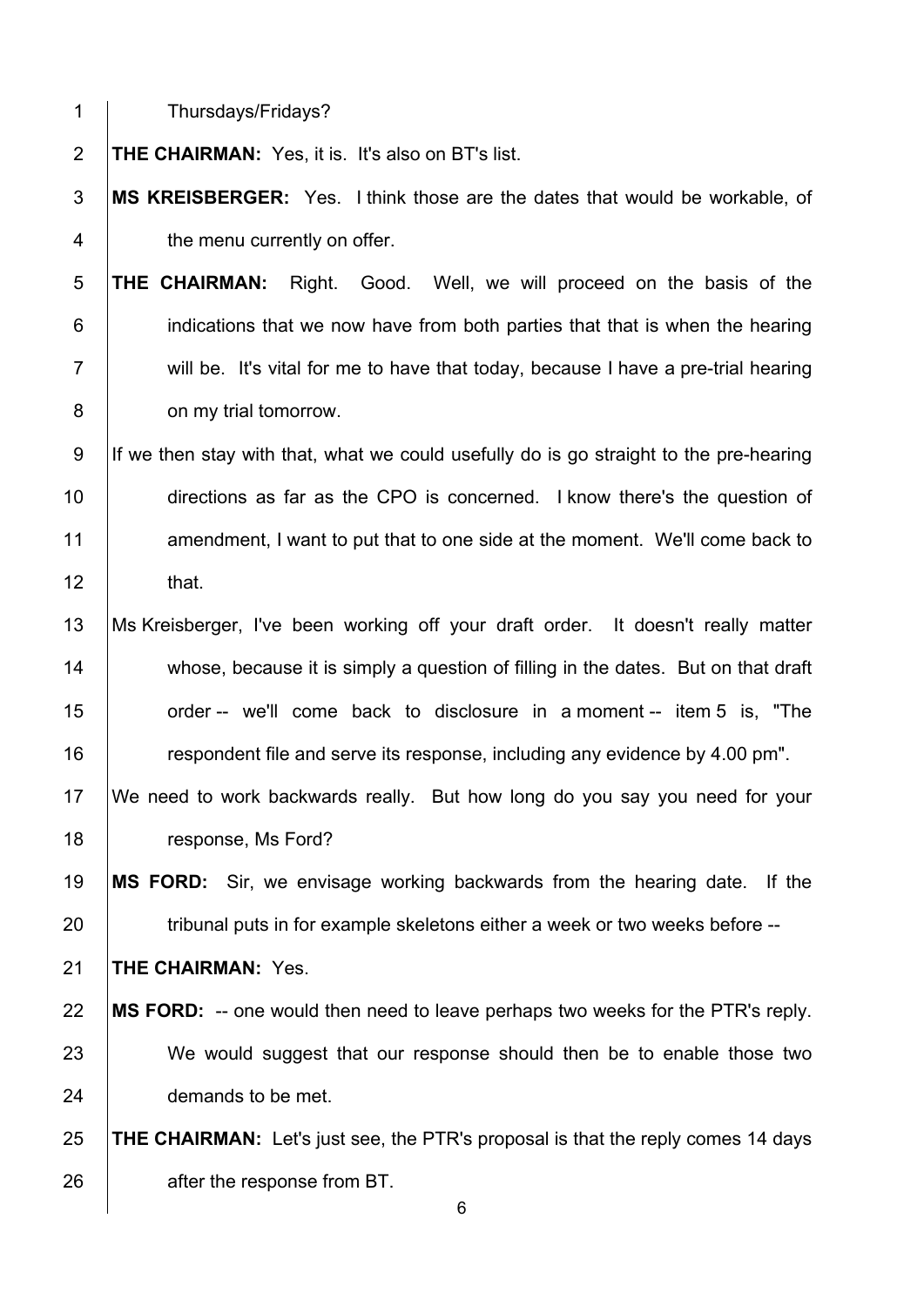Thursdays/Fridays?

**THE CHAIRMAN:** Yes, it is. It's also on BT's list.

**MS KREISBERGER:** Yes. I think those are the dates that would be workable, of the menu currently on offer.

**THE CHAIRMAN:** Right. Good. Well, we will proceed on the basis of the indications that we now have from both parties that that is when the hearing will be. It's vital for me to have that today, because I have a pre-trial hearing on my trial tomorrow.

If we then stay with that, what we could usefully do is go straight to the pre-hearing directions as far as the CPO is concerned. I know there's the question of amendment, I want to put that to one side at the moment. We'll come back to that.

Ms Kreisberger, I've been working off your draft order. It doesn't really matter whose, because it is simply a question of filling in the dates. But on that draft order -- we'll come back to disclosure in a moment -- item 5 is, "The respondent file and serve its response, including any evidence by 4.00 pm".

We need to work backwards really. But how long do you say you need for your response, Ms Ford?

**MS FORD:** Sir, we envisage working backwards from the hearing date. If the tribunal puts in for example skeletons either a week or two weeks before --

**THE CHAIRMAN:** Yes.

**MS FORD:** -- one would then need to leave perhaps two weeks for the PTR's reply. We would suggest that our response should then be to enable those two demands to be met.

**THE CHAIRMAN:** Let's just see, the PTR's proposal is that the reply comes 14 days after the response from BT.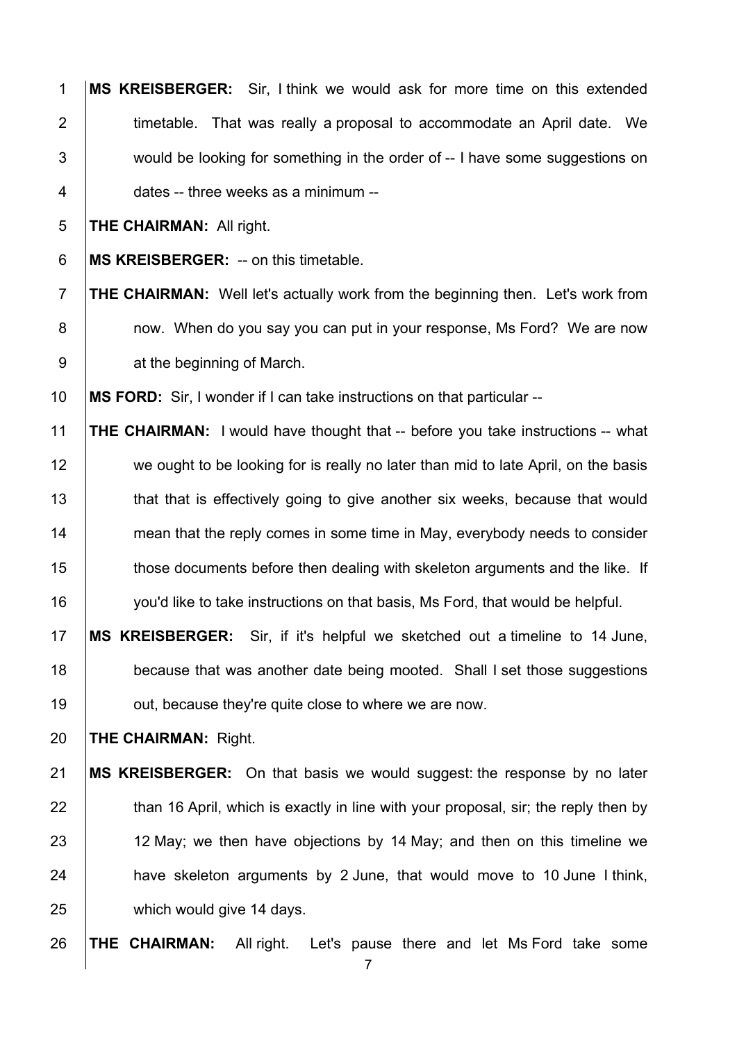**MS KREISBERGER:** Sir, I think we would ask for more time on this extended timetable. That was really a proposal to accommodate an April date. We would be looking for something in the order of -- I have some suggestions on dates -- three weeks as a minimum --

**THE CHAIRMAN:** All right.

**MS KREISBERGER:** -- on this timetable.

**THE CHAIRMAN:** Well let's actually work from the beginning then. Let's work from now. When do you say you can put in your response, Ms Ford? We are now at the beginning of March.

**MS FORD:** Sir, I wonder if I can take instructions on that particular --

**THE CHAIRMAN:** I would have thought that -- before you take instructions -- what we ought to be looking for is really no later than mid to late April, on the basis that that is effectively going to give another six weeks, because that would mean that the reply comes in some time in May, everybody needs to consider those documents before then dealing with skeleton arguments and the like. If you'd like to take instructions on that basis, Ms Ford, that would be helpful.

**MS KREISBERGER:** Sir, if it's helpful we sketched out a timeline to 14 June, because that was another date being mooted. Shall I set those suggestions out, because they're quite close to where we are now.

**THE CHAIRMAN:** Right.

**MS KREISBERGER:** On that basis we would suggest: the response by no later than 16 April, which is exactly in line with your proposal, sir; the reply then by 12 May; we then have objections by 14 May; and then on this timeline we have skeleton arguments by 2 June, that would move to 10 June I think, which would give 14 days.

**THE CHAIRMAN:** All right. Let's pause there and let Ms Ford take some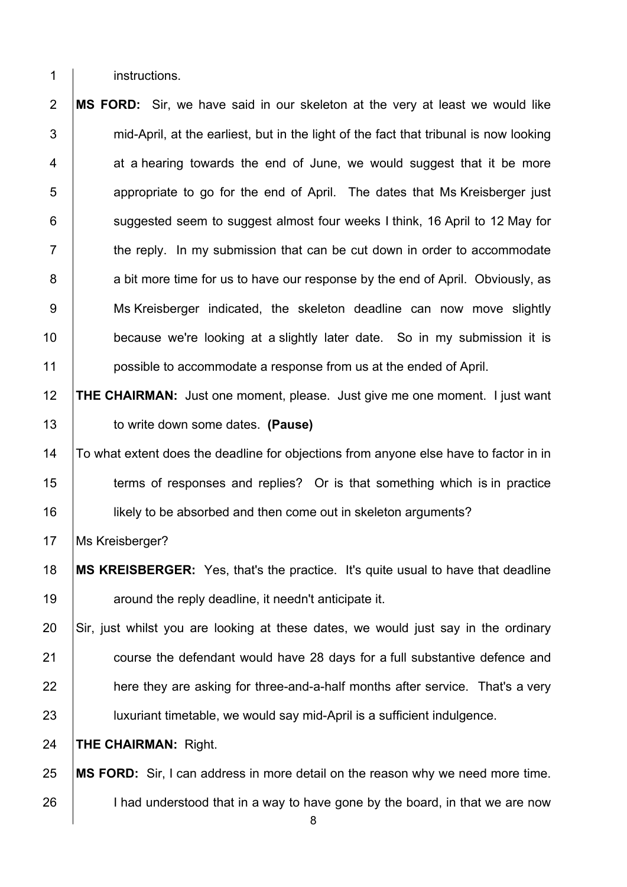instructions.

**MS FORD:** Sir, we have said in our skeleton at the very at least we would like mid-April, at the earliest, but in the light of the fact that tribunal is now looking at a hearing towards the end of June, we would suggest that it be more appropriate to go for the end of April. The dates that Ms Kreisberger just suggested seem to suggest almost four weeks I think, 16 April to 12 May for the reply. In my submission that can be cut down in order to accommodate a bit more time for us to have our response by the end of April. Obviously, as Ms Kreisberger indicated, the skeleton deadline can now move slightly because we're looking at a slightly later date. So in my submission it is possible to accommodate a response from us at the ended of April.

**THE CHAIRMAN:** Just one moment, please. Just give me one moment. I just want to write down some dates. **(Pause)**

To what extent does the deadline for objections from anyone else have to factor in in terms of responses and replies? Or is that something which is in practice likely to be absorbed and then come out in skeleton arguments?

Ms Kreisberger?

**MS KREISBERGER:** Yes, that's the practice. It's quite usual to have that deadline around the reply deadline, it needn't anticipate it.

Sir, just whilst you are looking at these dates, we would just say in the ordinary course the defendant would have 28 days for a full substantive defence and here they are asking for three-and-a-half months after service. That's a very luxuriant timetable, we would say mid-April is a sufficient indulgence.

**THE CHAIRMAN:** Right.

**MS FORD:** Sir, I can address in more detail on the reason why we need more time. I had understood that in a way to have gone by the board, in that we are now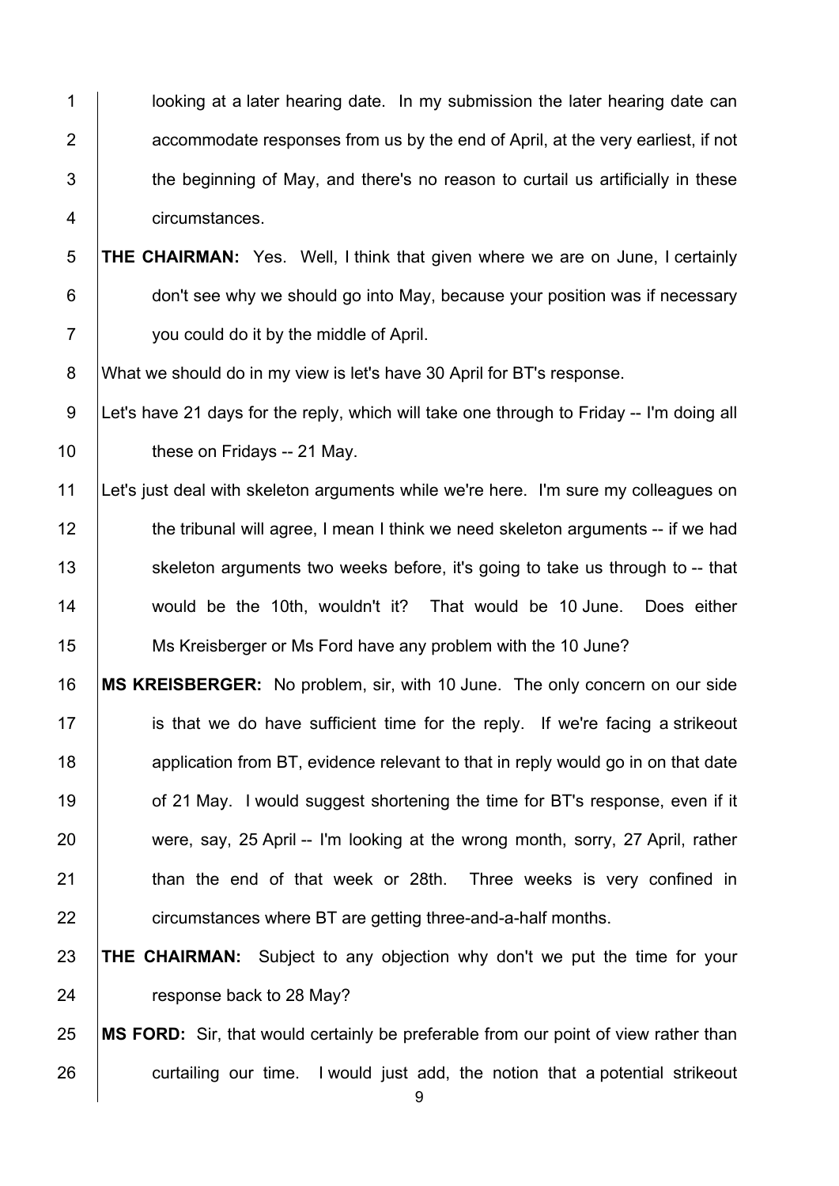looking at a later hearing date. In my submission the later hearing date can accommodate responses from us by the end of April, at the very earliest, if not the beginning of May, and there's no reason to curtail us artificially in these circumstances.

**THE CHAIRMAN:** Yes. Well, I think that given where we are on June, I certainly don't see why we should go into May, because your position was if necessary you could do it by the middle of April.

What we should do in my view is let's have 30 April for BT's response.

Let's have 21 days for the reply, which will take one through to Friday -- I'm doing all these on Fridays -- 21 May.

Let's just deal with skeleton arguments while we're here. I'm sure my colleagues on the tribunal will agree, I mean I think we need skeleton arguments -- if we had skeleton arguments two weeks before, it's going to take us through to -- that would be the 10th, wouldn't it? That would be 10 June. Does either Ms Kreisberger or Ms Ford have any problem with the 10 June?

**MS KREISBERGER:** No problem, sir, with 10 June. The only concern on our side is that we do have sufficient time for the reply. If we're facing a strikeout application from BT, evidence relevant to that in reply would go in on that date of 21 May. I would suggest shortening the time for BT's response, even if it were, say, 25 April -- I'm looking at the wrong month, sorry, 27 April, rather than the end of that week or 28th. Three weeks is very confined in circumstances where BT are getting three-and-a-half months.

**THE CHAIRMAN:** Subject to any objection why don't we put the time for your response back to 28 May?

**MS FORD:** Sir, that would certainly be preferable from our point of view rather than curtailing our time. I would just add, the notion that a potential strikeout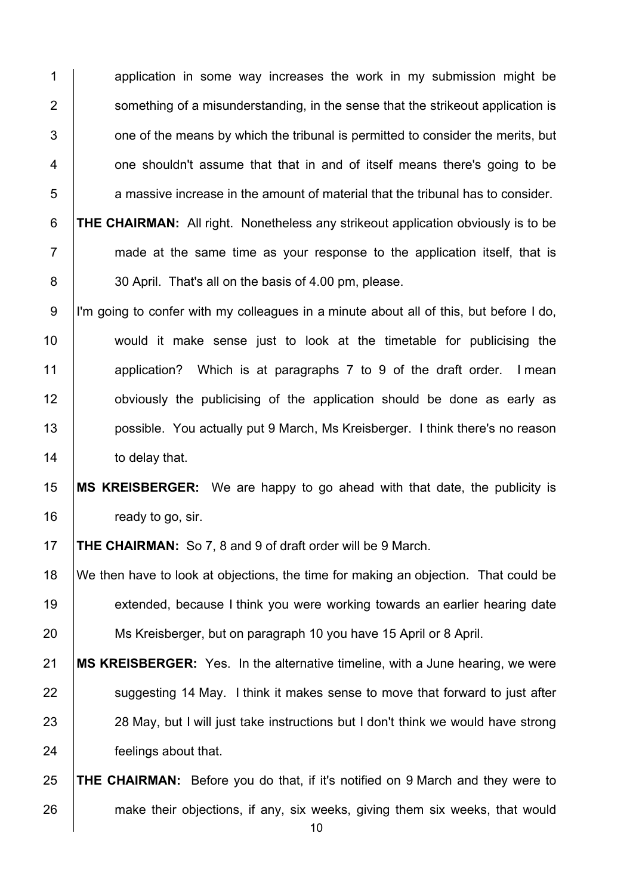application in some way increases the work in my submission might be something of a misunderstanding, in the sense that the strikeout application is one of the means by which the tribunal is permitted to consider the merits, but one shouldn't assume that that in and of itself means there's going to be a massive increase in the amount of material that the tribunal has to consider.

**THE CHAIRMAN:** All right. Nonetheless any strikeout application obviously is to be made at the same time as your response to the application itself, that is 30 April. That's all on the basis of 4.00 pm, please.

I'm going to confer with my colleagues in a minute about all of this, but before I do, would it make sense just to look at the timetable for publicising the application? Which is at paragraphs 7 to 9 of the draft order. I mean obviously the publicising of the application should be done as early as possible. You actually put 9 March, Ms Kreisberger. I think there's no reason to delay that.

**MS KREISBERGER:** We are happy to go ahead with that date, the publicity is ready to go, sir.

**THE CHAIRMAN:** So 7, 8 and 9 of draft order will be 9 March.

We then have to look at objections, the time for making an objection. That could be extended, because I think you were working towards an earlier hearing date Ms Kreisberger, but on paragraph 10 you have 15 April or 8 April.

**MS KREISBERGER:** Yes. In the alternative timeline, with a June hearing, we were suggesting 14 May. I think it makes sense to move that forward to just after 28 May, but I will just take instructions but I don't think we would have strong feelings about that.

**THE CHAIRMAN:** Before you do that, if it's notified on 9 March and they were to make their objections, if any, six weeks, giving them six weeks, that would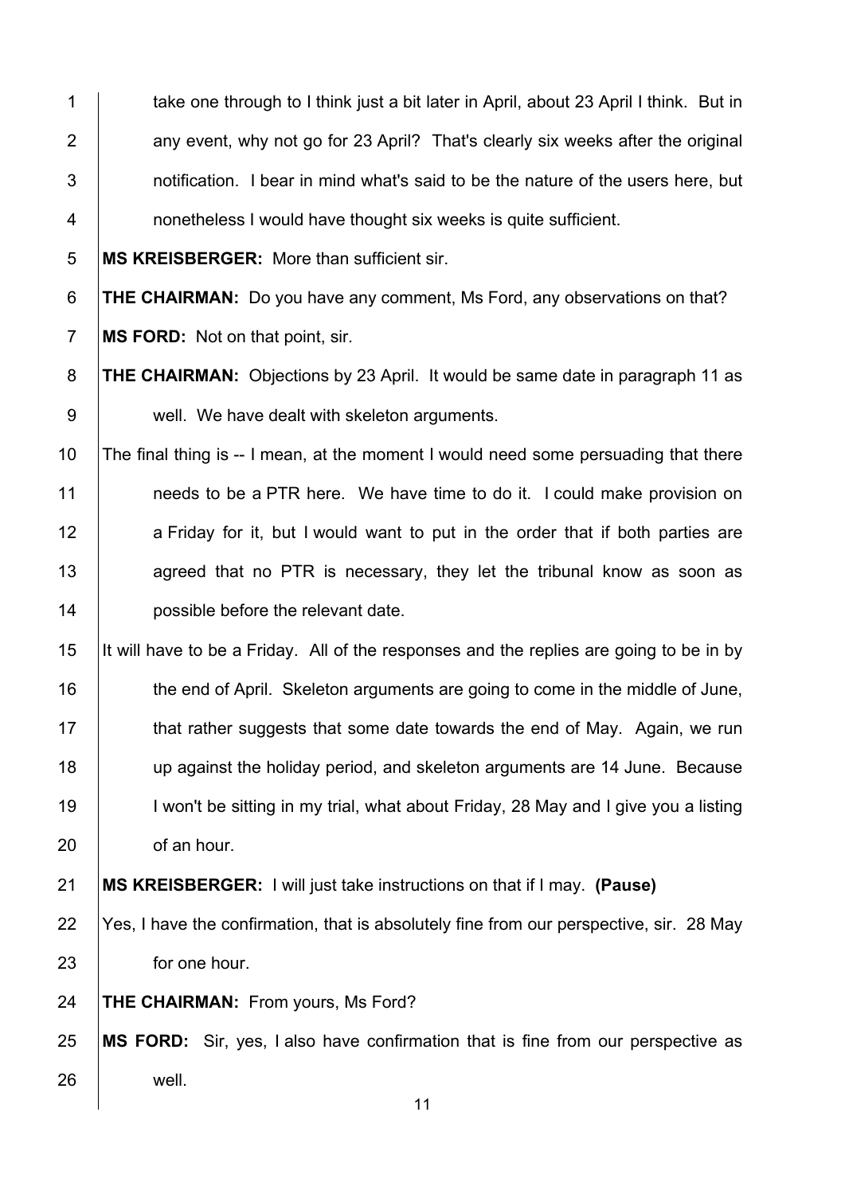take one through to I think just a bit later in April, about 23 April I think. But in any event, why not go for 23 April? That's clearly six weeks after the original notification. I bear in mind what's said to be the nature of the users here, but nonetheless I would have thought six weeks is quite sufficient.

**MS KREISBERGER:** More than sufficient sir.

**THE CHAIRMAN:** Do you have any comment, Ms Ford, any observations on that?

**MS FORD:** Not on that point, sir.

**THE CHAIRMAN:** Objections by 23 April. It would be same date in paragraph 11 as well. We have dealt with skeleton arguments.

The final thing is -- I mean, at the moment I would need some persuading that there needs to be a PTR here. We have time to do it. I could make provision on a Friday for it, but I would want to put in the order that if both parties are agreed that no PTR is necessary, they let the tribunal know as soon as possible before the relevant date.

It will have to be a Friday. All of the responses and the replies are going to be in by the end of April. Skeleton arguments are going to come in the middle of June, that rather suggests that some date towards the end of May. Again, we run up against the holiday period, and skeleton arguments are 14 June. Because I won't be sitting in my trial, what about Friday, 28 May and I give you a listing of an hour.

**MS KREISBERGER:** I will just take instructions on that if I may. **(Pause)**

Yes, I have the confirmation, that is absolutely fine from our perspective, sir. 28 May for one hour.

**THE CHAIRMAN:** From yours, Ms Ford?

**MS FORD:** Sir, yes, I also have confirmation that is fine from our perspective as well.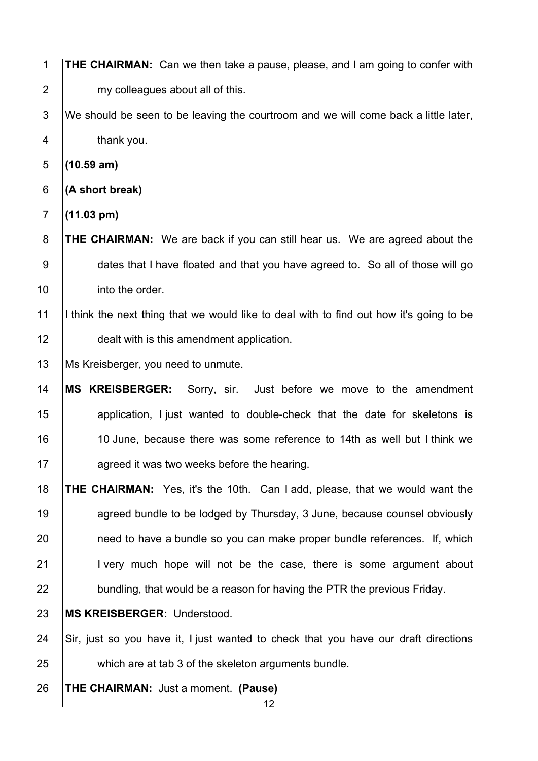**THE CHAIRMAN:** Can we then take a pause, please, and I am going to confer with my colleagues about all of this.

We should be seen to be leaving the courtroom and we will come back a little later, thank you.

**(10.59 am)**

**(A short break)**

**(11.03 pm)**

**THE CHAIRMAN:** We are back if you can still hear us. We are agreed about the dates that I have floated and that you have agreed to. So all of those will go into the order.

I think the next thing that we would like to deal with to find out how it's going to be dealt with is this amendment application.

Ms Kreisberger, you need to unmute.

**MS KREISBERGER:** Sorry, sir. Just before we move to the amendment application, I just wanted to double-check that the date for skeletons is 10 June, because there was some reference to 14th as well but I think we agreed it was two weeks before the hearing.

**THE CHAIRMAN:** Yes, it's the 10th. Can I add, please, that we would want the agreed bundle to be lodged by Thursday, 3 June, because counsel obviously need to have a bundle so you can make proper bundle references. If, which I very much hope will not be the case, there is some argument about bundling, that would be a reason for having the PTR the previous Friday.

**MS KREISBERGER:** Understood.

Sir, just so you have it, I just wanted to check that you have our draft directions which are at tab 3 of the skeleton arguments bundle.

**THE CHAIRMAN:** Just a moment. **(Pause)**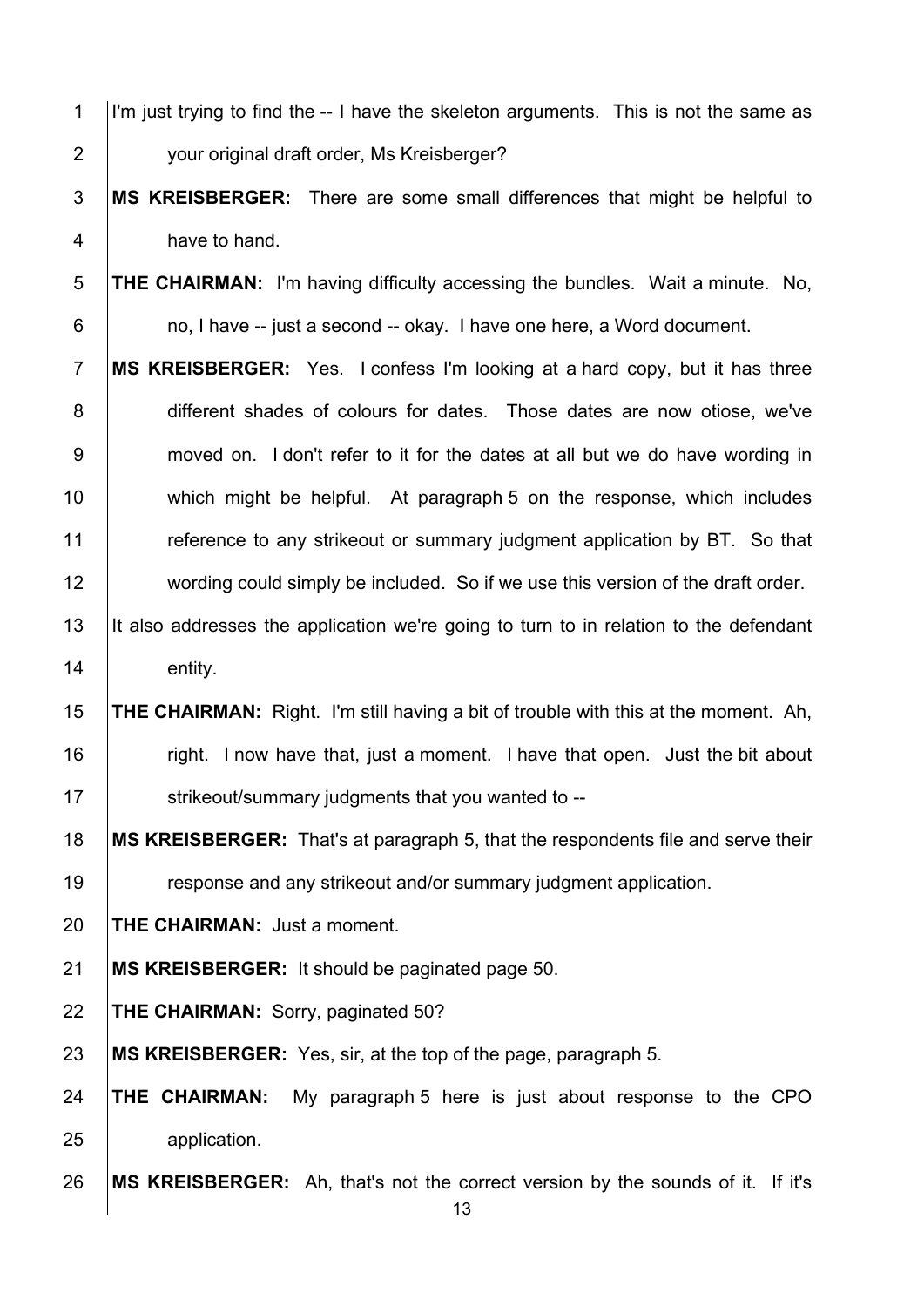I'm just trying to find the -- I have the skeleton arguments. This is not the same as your original draft order, Ms Kreisberger?

**MS KREISBERGER:** There are some small differences that might be helpful to have to hand.

**THE CHAIRMAN:** I'm having difficulty accessing the bundles. Wait a minute. No, no, I have -- just a second -- okay. I have one here, a Word document.

**MS KREISBERGER:** Yes. I confess I'm looking at a hard copy, but it has three different shades of colours for dates. Those dates are now otiose, we've moved on. I don't refer to it for the dates at all but we do have wording in which might be helpful. At paragraph 5 on the response, which includes reference to any strikeout or summary judgment application by BT. So that wording could simply be included. So if we use this version of the draft order. It also addresses the application we're going to turn to in relation to the defendant entity.

**THE CHAIRMAN:** Right. I'm still having a bit of trouble with this at the moment. Ah, right. I now have that, just a moment. I have that open. Just the bit about strikeout/summary judgments that you wanted to --

**MS KREISBERGER:** That's at paragraph 5, that the respondents file and serve their response and any strikeout and/or summary judgment application.

**THE CHAIRMAN:** Just a moment.

**MS KREISBERGER:** It should be paginated page 50.

**THE CHAIRMAN:** Sorry, paginated 50?

**MS KREISBERGER:** Yes, sir, at the top of the page, paragraph 5.

**THE CHAIRMAN:** My paragraph 5 here is just about response to the CPO application.

**MS KREISBERGER:** Ah, that's not the correct version by the sounds of it. If it's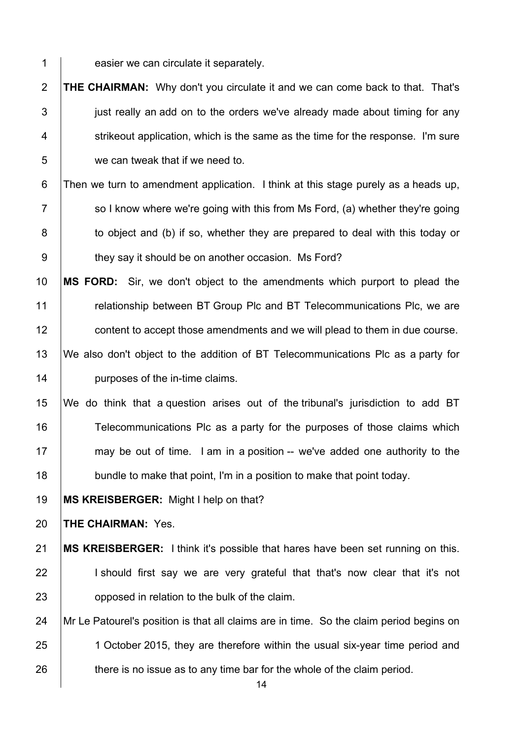easier we can circulate it separately.

**THE CHAIRMAN:** Why don't you circulate it and we can come back to that. That's just really an add on to the orders we've already made about timing for any strikeout application, which is the same as the time for the response. I'm sure we can tweak that if we need to.

Then we turn to amendment application. I think at this stage purely as a heads up, so I know where we're going with this from Ms Ford, (a) whether they're going to object and (b) if so, whether they are prepared to deal with this today or they say it should be on another occasion. Ms Ford?

**MS FORD:** Sir, we don't object to the amendments which purport to plead the relationship between BT Group Plc and BT Telecommunications Plc, we are content to accept those amendments and we will plead to them in due course.

We also don't object to the addition of BT Telecommunications Plc as a party for purposes of the in-time claims.

We do think that a question arises out of the tribunal's jurisdiction to add BT Telecommunications Plc as a party for the purposes of those claims which may be out of time. I am in a position -- we've added one authority to the bundle to make that point, I'm in a position to make that point today.

**MS KREISBERGER:** Might I help on that?

**THE CHAIRMAN:** Yes.

**MS KREISBERGER:** I think it's possible that hares have been set running on this. I should first say we are very grateful that that's now clear that it's not opposed in relation to the bulk of the claim.

Mr Le Patourel's position is that all claims are in time. So the claim period begins on 1 October 2015, they are therefore within the usual six-year time period and there is no issue as to any time bar for the whole of the claim period.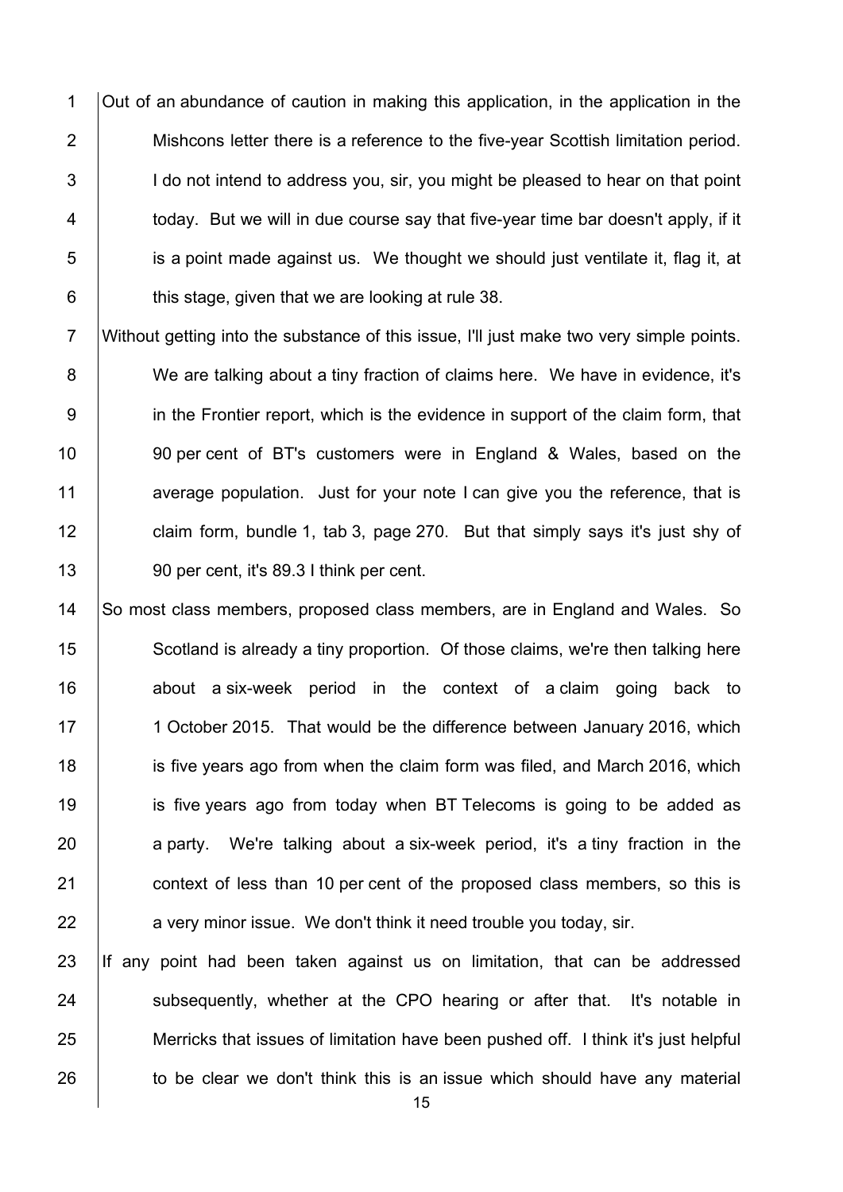Out of an abundance of caution in making this application, in the application in the Mishcons letter there is a reference to the five-year Scottish limitation period. I do not intend to address you, sir, you might be pleased to hear on that point today. But we will in due course say that five-year time bar doesn't apply, if it is a point made against us. We thought we should just ventilate it, flag it, at this stage, given that we are looking at rule 38.

Without getting into the substance of this issue, I'll just make two very simple points. We are talking about a tiny fraction of claims here. We have in evidence, it's in the Frontier report, which is the evidence in support of the claim form, that 90 per cent of BT's customers were in England & Wales, based on the average population. Just for your note I can give you the reference, that is claim form, bundle 1, tab 3, page 270. But that simply says it's just shy of 90 per cent, it's 89.3 I think per cent.

So most class members, proposed class members, are in England and Wales. So Scotland is already a tiny proportion. Of those claims, we're then talking here about a six-week period in the context of a claim going back to 1 October 2015. That would be the difference between January 2016, which is five years ago from when the claim form was filed, and March 2016, which is five years ago from today when BT Telecoms is going to be added as a party. We're talking about a six-week period, it's a tiny fraction in the context of less than 10 per cent of the proposed class members, so this is a very minor issue. We don't think it need trouble you today, sir.

If any point had been taken against us on limitation, that can be addressed subsequently, whether at the CPO hearing or after that. It's notable in Merricks that issues of limitation have been pushed off. I think it's just helpful to be clear we don't think this is an issue which should have any material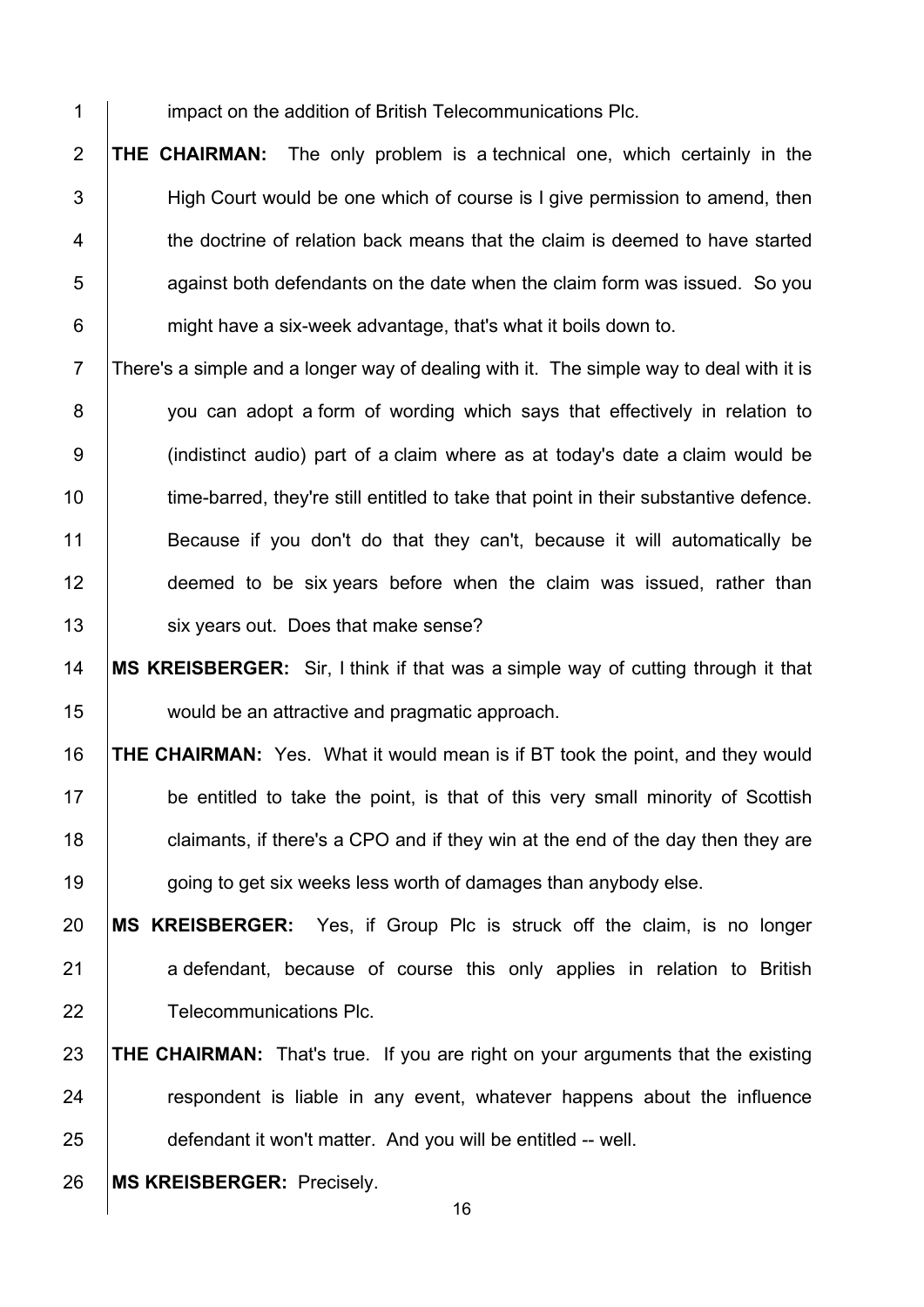impact on the addition of British Telecommunications Plc.

**THE CHAIRMAN:** The only problem is a technical one, which certainly in the High Court would be one which of course is I give permission to amend, then the doctrine of relation back means that the claim is deemed to have started against both defendants on the date when the claim form was issued. So you might have a six-week advantage, that's what it boils down to.

There's a simple and a longer way of dealing with it. The simple way to deal with it is you can adopt a form of wording which says that effectively in relation to (indistinct audio) part of a claim where as at today's date a claim would be time-barred, they're still entitled to take that point in their substantive defence. Because if you don't do that they can't, because it will automatically be deemed to be six years before when the claim was issued, rather than six years out. Does that make sense?

**MS KREISBERGER:** Sir, I think if that was a simple way of cutting through it that would be an attractive and pragmatic approach.

**THE CHAIRMAN:** Yes. What it would mean is if BT took the point, and they would be entitled to take the point, is that of this very small minority of Scottish claimants, if there's a CPO and if they win at the end of the day then they are going to get six weeks less worth of damages than anybody else.

**MS KREISBERGER:** Yes, if Group Plc is struck off the claim, is no longer a defendant, because of course this only applies in relation to British Telecommunications Plc.

**THE CHAIRMAN:** That's true. If you are right on your arguments that the existing respondent is liable in any event, whatever happens about the influence defendant it won't matter. And you will be entitled -- well.

**MS KREISBERGER:** Precisely.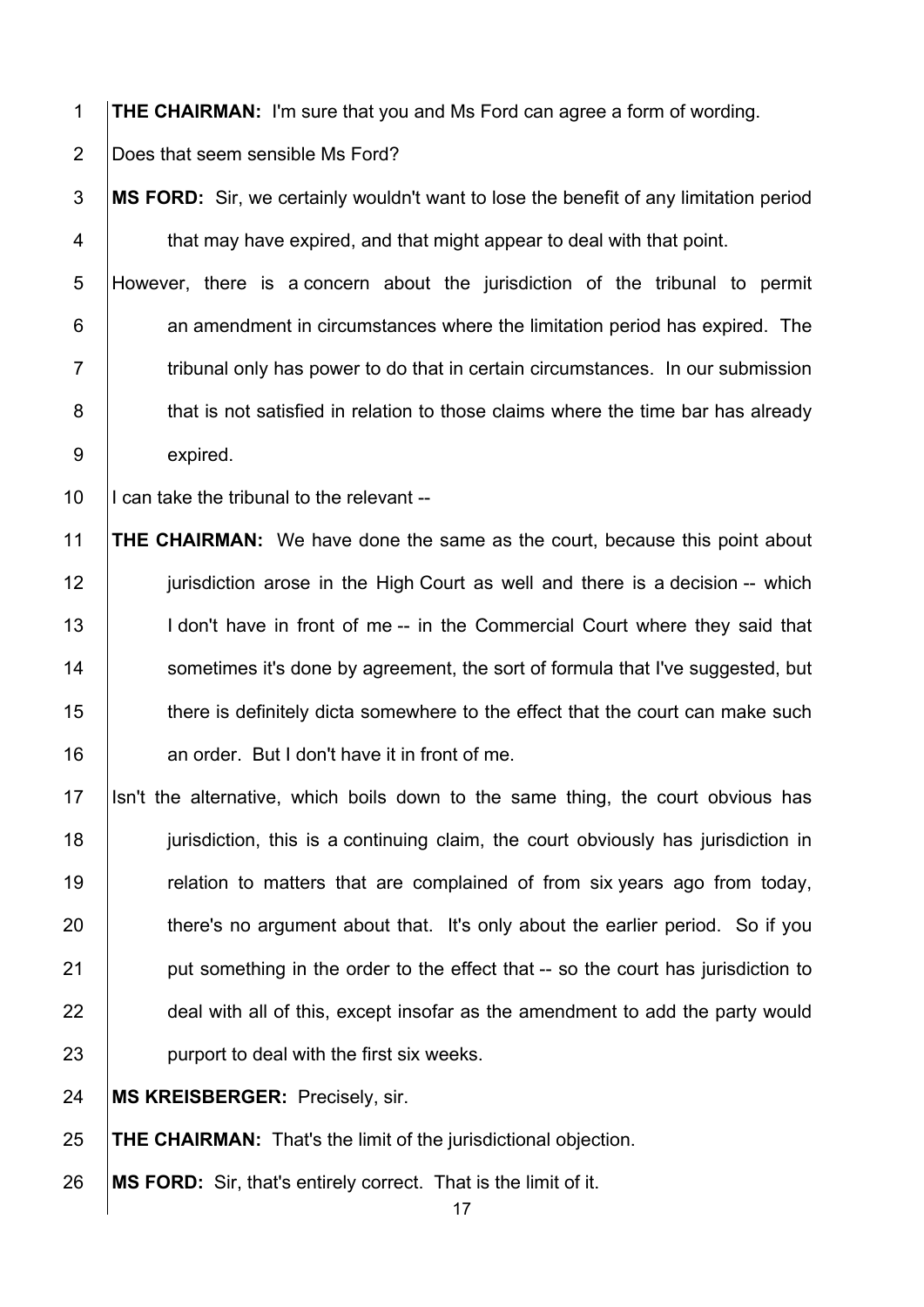**THE CHAIRMAN:** I'm sure that you and Ms Ford can agree a form of wording. Does that seem sensible Ms Ford?

**MS FORD:** Sir, we certainly wouldn't want to lose the benefit of any limitation period that may have expired, and that might appear to deal with that point. However, there is a concern about the jurisdiction of the tribunal to permit an amendment in circumstances where the limitation period has expired. The tribunal only has power to do that in certain circumstances. In our submission that is not satisfied in relation to those claims where the time bar has already expired.

I can take the tribunal to the relevant --

**THE CHAIRMAN:** We have done the same as the court, because this point about jurisdiction arose in the High Court as well and there is a decision -- which I don't have in front of me -- in the Commercial Court where they said that sometimes it's done by agreement, the sort of formula that I've suggested, but there is definitely dicta somewhere to the effect that the court can make such an order. But I don't have it in front of me.

Isn't the alternative, which boils down to the same thing, the court obvious has jurisdiction, this is a continuing claim, the court obviously has jurisdiction in relation to matters that are complained of from six years ago from today, there's no argument about that. It's only about the earlier period. So if you put something in the order to the effect that -- so the court has jurisdiction to deal with all of this, except insofar as the amendment to add the party would purport to deal with the first six weeks.

**MS KREISBERGER:** Precisely, sir.

**THE CHAIRMAN:** That's the limit of the jurisdictional objection.

**MS FORD:** Sir, that's entirely correct. That is the limit of it.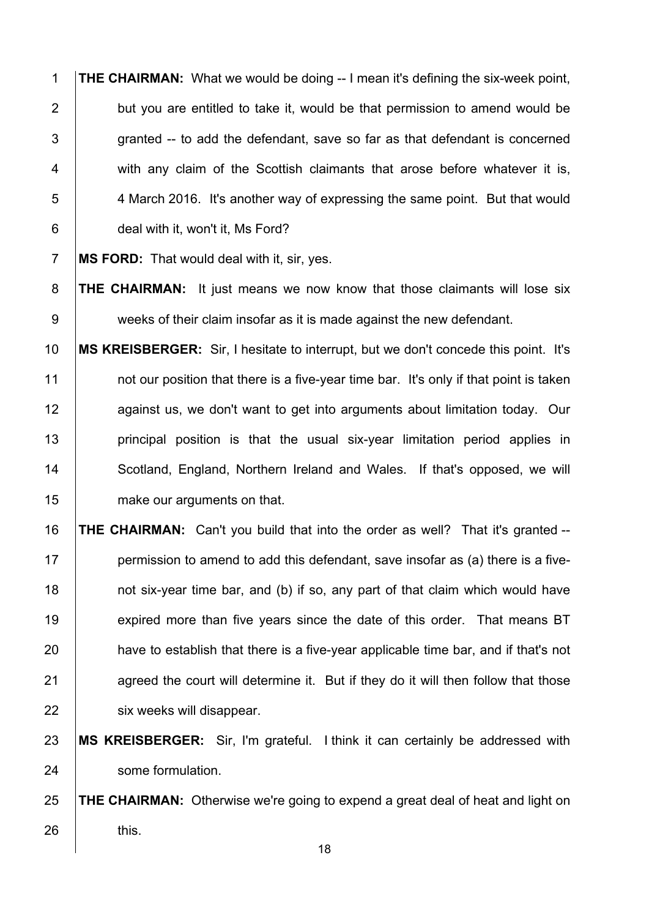**THE CHAIRMAN:** What we would be doing -- I mean it's defining the six-week point, but you are entitled to take it, would be that permission to amend would be granted -- to add the defendant, save so far as that defendant is concerned with any claim of the Scottish claimants that arose before whatever it is, 4 March 2016. It's another way of expressing the same point. But that would deal with it, won't it, Ms Ford?

**MS FORD:** That would deal with it, sir, yes.

**THE CHAIRMAN:** It just means we now know that those claimants will lose six weeks of their claim insofar as it is made against the new defendant.

**MS KREISBERGER:** Sir, I hesitate to interrupt, but we don't concede this point. It's not our position that there is a five-year time bar. It's only if that point is taken against us, we don't want to get into arguments about limitation today. Our principal position is that the usual six-year limitation period applies in Scotland, England, Northern Ireland and Wales. If that's opposed, we will make our arguments on that.

**THE CHAIRMAN:** Can't you build that into the order as well? That it's granted -- permission to amend to add this defendant, save insofar as (a) there is a five- not six-year time bar, and (b) if so, any part of that claim which would have expired more than five years since the date of this order. That means BT have to establish that there is a five-year applicable time bar, and if that's not agreed the court will determine it. But if they do it will then follow that those six weeks will disappear.

**MS KREISBERGER:** Sir, I'm grateful. I think it can certainly be addressed with some formulation.

**THE CHAIRMAN:** Otherwise we're going to expend a great deal of heat and light on this.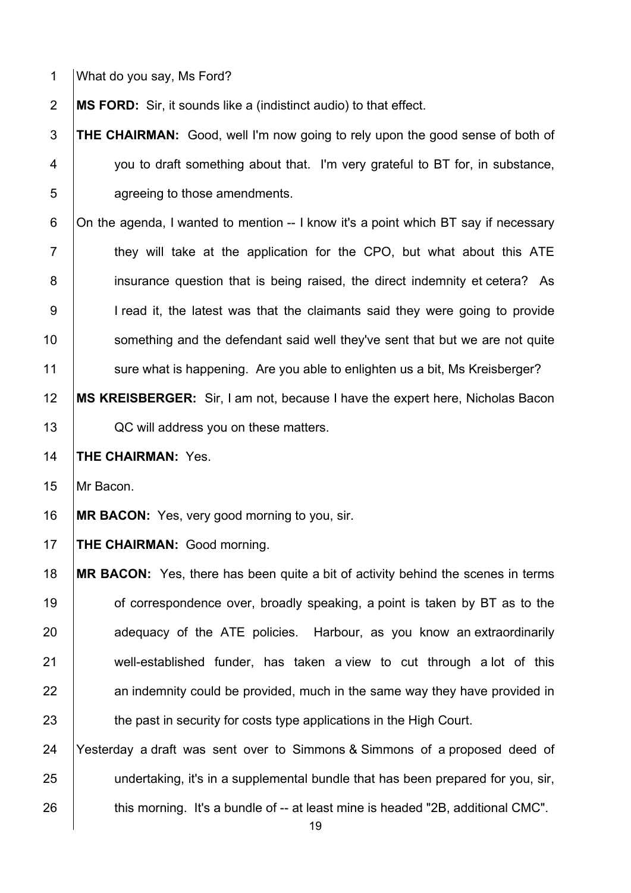What do you say, Ms Ford?

**MS FORD:** Sir, it sounds like a (indistinct audio) to that effect.

**THE CHAIRMAN:** Good, well I'm now going to rely upon the good sense of both of you to draft something about that. I'm very grateful to BT for, in substance, agreeing to those amendments.

On the agenda, I wanted to mention -- I know it's a point which BT say if necessary they will take at the application for the CPO, but what about this ATE insurance question that is being raised, the direct indemnity et cetera? As I read it, the latest was that the claimants said they were going to provide something and the defendant said well they've sent that but we are not quite sure what is happening. Are you able to enlighten us a bit, Ms Kreisberger?

**MS KREISBERGER:** Sir, I am not, because I have the expert here, Nicholas Bacon QC will address you on these matters.

**THE CHAIRMAN:** Yes.

Mr Bacon.

**MR BACON:** Yes, very good morning to you, sir.

**THE CHAIRMAN:** Good morning.

**MR BACON:** Yes, there has been quite a bit of activity behind the scenes in terms of correspondence over, broadly speaking, a point is taken by BT as to the adequacy of the ATE policies. Harbour, as you know an extraordinarily well-established funder, has taken a view to cut through a lot of this an indemnity could be provided, much in the same way they have provided in the past in security for costs type applications in the High Court.

Yesterday a draft was sent over to Simmons & Simmons of a proposed deed of undertaking, it's in a supplemental bundle that has been prepared for you, sir, this morning. It's a bundle of -- at least mine is headed "2B, additional CMC".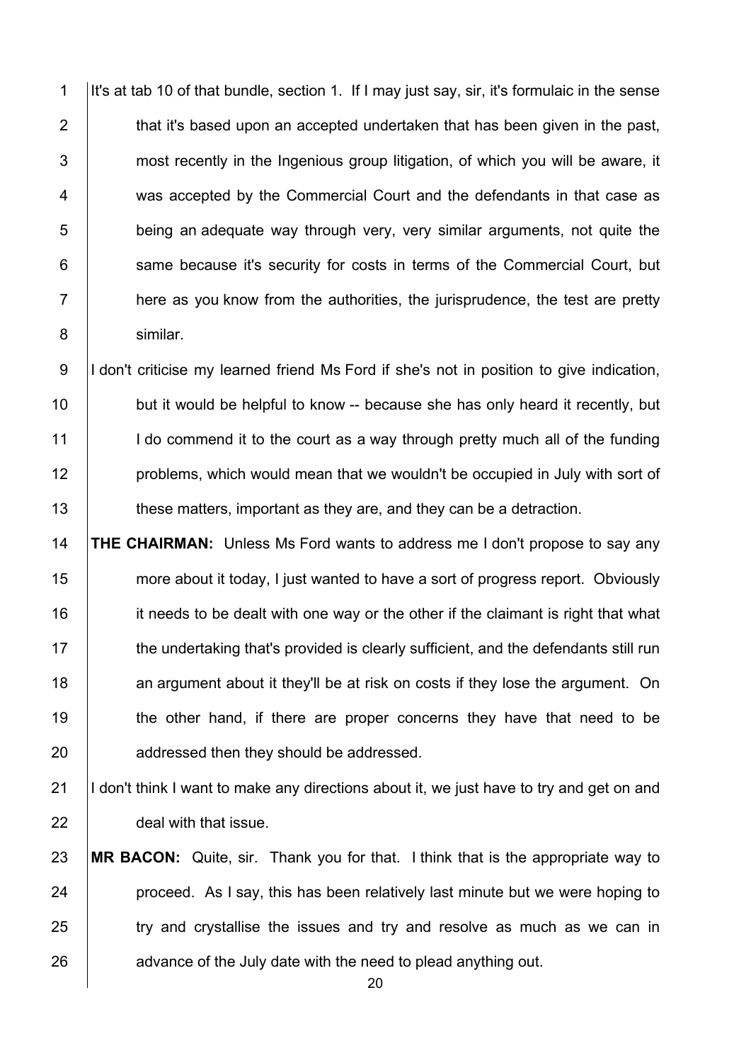It's at tab 10 of that bundle, section 1. If I may just say, sir, it's formulaic in the sense that it's based upon an accepted undertaken that has been given in the past, most recently in the Ingenious group litigation, of which you will be aware, it was accepted by the Commercial Court and the defendants in that case as being an adequate way through very, very similar arguments, not quite the same because it's security for costs in terms of the Commercial Court, but here as you know from the authorities, the jurisprudence, the test are pretty similar.

I don't criticise my learned friend Ms Ford if she's not in position to give indication, but it would be helpful to know -- because she has only heard it recently, but I do commend it to the court as a way through pretty much all of the funding problems, which would mean that we wouldn't be occupied in July with sort of these matters, important as they are, and they can be a detraction.

**THE CHAIRMAN:** Unless Ms Ford wants to address me I don't propose to say any more about it today, I just wanted to have a sort of progress report. Obviously it needs to be dealt with one way or the other if the claimant is right that what the undertaking that's provided is clearly sufficient, and the defendants still run an argument about it they'll be at risk on costs if they lose the argument. On the other hand, if there are proper concerns they have that need to be addressed then they should be addressed.

I don't think I want to make any directions about it, we just have to try and get on and deal with that issue.

**MR BACON:** Quite, sir. Thank you for that. I think that is the appropriate way to proceed. As I say, this has been relatively last minute but we were hoping to try and crystallise the issues and try and resolve as much as we can in advance of the July date with the need to plead anything out.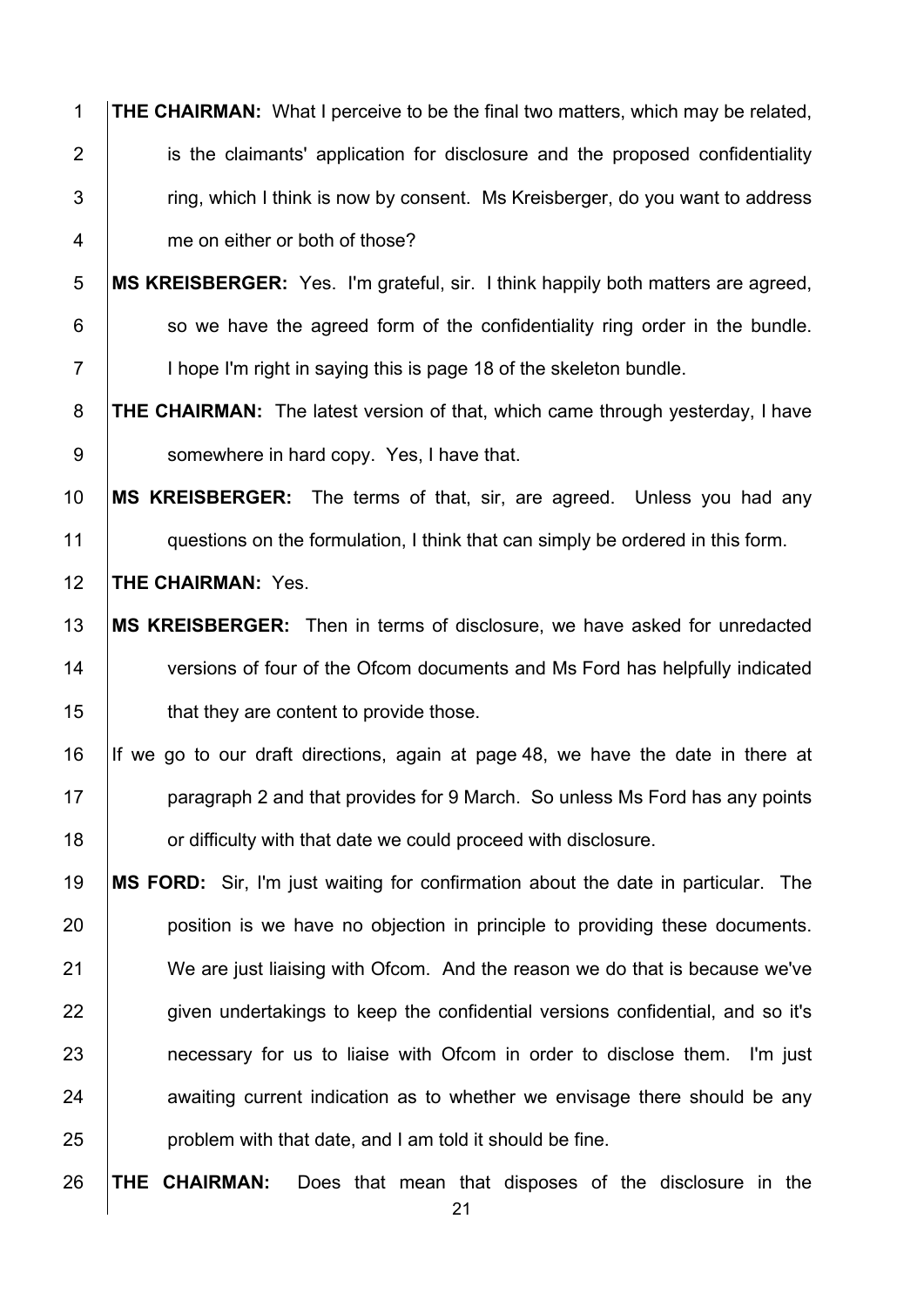**THE CHAIRMAN:** What I perceive to be the final two matters, which may be related, is the claimants' application for disclosure and the proposed confidentiality ring, which I think is now by consent. Ms Kreisberger, do you want to address me on either or both of those?

**MS KREISBERGER:** Yes. I'm grateful, sir. I think happily both matters are agreed, so we have the agreed form of the confidentiality ring order in the bundle. I hope I'm right in saying this is page 18 of the skeleton bundle.

**THE CHAIRMAN:** The latest version of that, which came through yesterday, I have somewhere in hard copy. Yes, I have that.

**MS KREISBERGER:** The terms of that, sir, are agreed. Unless you had any questions on the formulation, I think that can simply be ordered in this form.

**THE CHAIRMAN:** Yes.

**MS KREISBERGER:** Then in terms of disclosure, we have asked for unredacted versions of four of the Ofcom documents and Ms Ford has helpfully indicated that they are content to provide those.

If we go to our draft directions, again at page 48, we have the date in there at paragraph 2 and that provides for 9 March. So unless Ms Ford has any points or difficulty with that date we could proceed with disclosure.

**MS FORD:** Sir, I'm just waiting for confirmation about the date in particular. The position is we have no objection in principle to providing these documents. We are just liaising with Ofcom. And the reason we do that is because we've given undertakings to keep the confidential versions confidential, and so it's necessary for us to liaise with Ofcom in order to disclose them. I'm just awaiting current indication as to whether we envisage there should be any problem with that date, and I am told it should be fine.

**THE CHAIRMAN:** Does that mean that disposes of the disclosure in the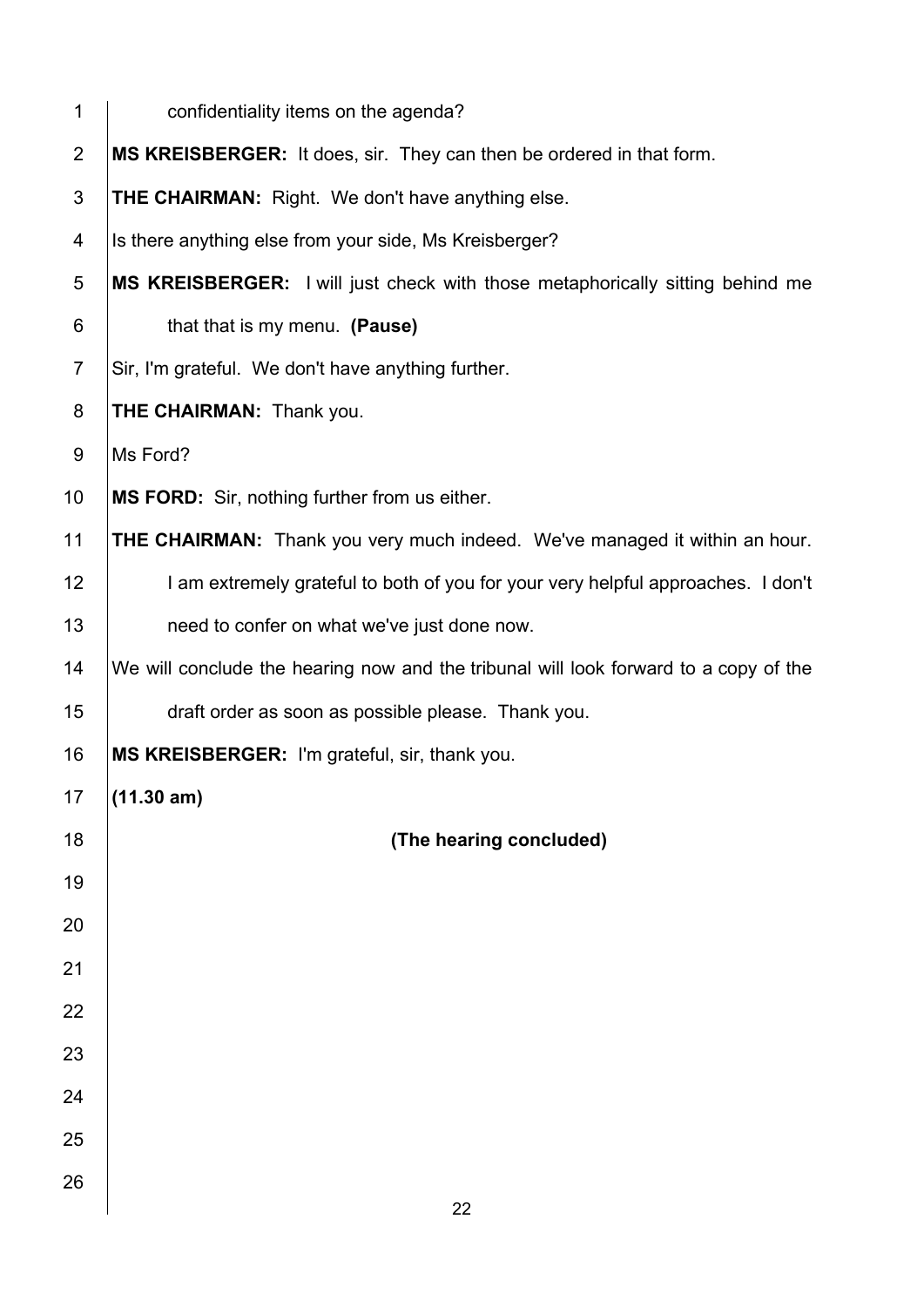confidentiality items on the agenda?

**MS KREISBERGER:** It does, sir. They can then be ordered in that form.

**THE CHAIRMAN:** Right. We don't have anything else.

Is there anything else from your side, Ms Kreisberger?

**MS KREISBERGER:** I will just check with those metaphorically sitting behind me that that is my menu. **(Pause)**

Sir, I'm grateful. We don't have anything further.

**THE CHAIRMAN:** Thank you.

Ms Ford?

**MS FORD:** Sir, nothing further from us either.

**THE CHAIRMAN:** Thank you very much indeed. We've managed it within an hour. I am extremely grateful to both of you for your very helpful approaches. I don't need to confer on what we've just done now.

We will conclude the hearing now and the tribunal will look forward to a copy of the draft order as soon as possible please. Thank you.

**MS KREISBERGER:** I'm grateful, sir, thank you.

**(11.30 am)**

**(The hearing concluded)**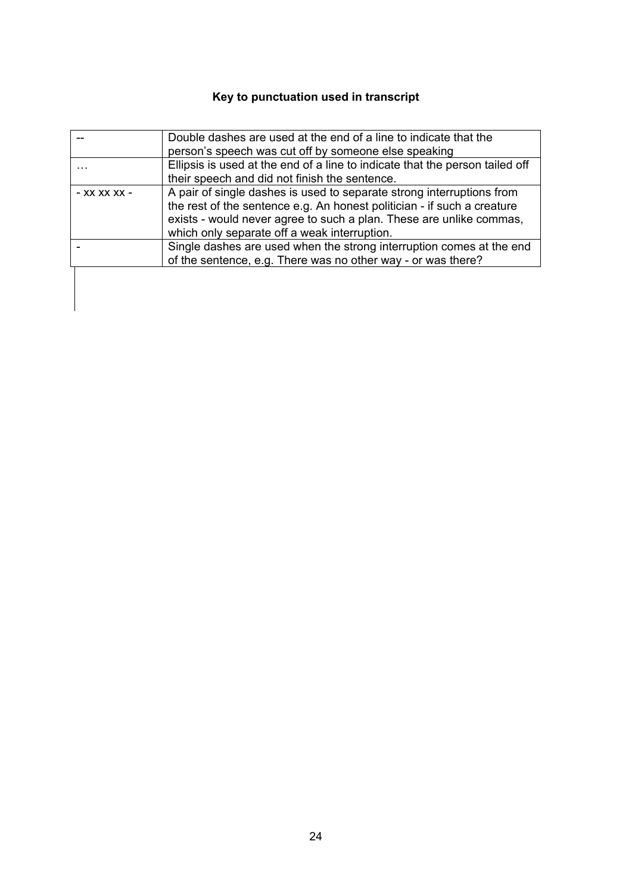**Key to punctuation used in transcript**

| | |
|---|---|
| -- | Double dashes are used at the end of a line to indicate that the person's speech was cut off by someone else speaking |
| … | Ellipsis is used at the end of a line to indicate that the person tailed off their speech and did not finish the sentence. |
| - xx xx xx - | A pair of single dashes is used to separate strong interruptions from the rest of the sentence e.g. An honest politician - if such a creature exists - would never agree to such a plan. These are unlike commas, which only separate off a weak interruption. |
| - | Single dashes are used when the strong interruption comes at the end of the sentence, e.g. There was no other way - or was there? |